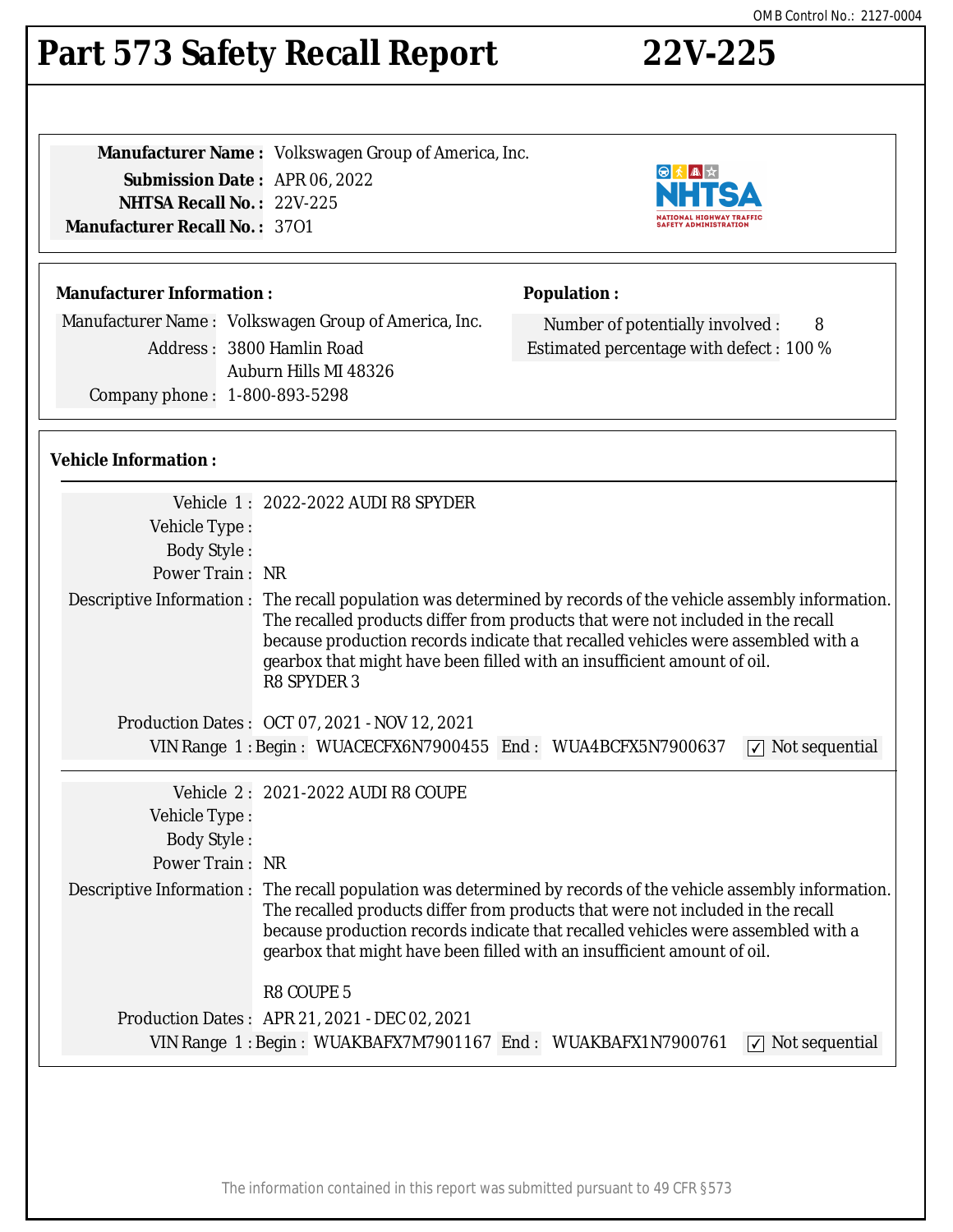OMB Control No.: 2127-0004

# Part 573 Safety Recall Report 22V-225

**Manufacturer Name :** Volkswagen Group of America, Inc.
**Submission Date :** APR 06, 2022
**NHTSA Recall No. :** 22V-225
**Manufacturer Recall No. :** 37O1

**Manufacturer Information :**

Manufacturer Name : Volkswagen Group of America, Inc.
Address : 3800 Hamlin Road
Auburn Hills MI 48326
Company phone : 1-800-893-5298

**Population :**

Number of potentially involved : 8
Estimated percentage with defect : 100 %

**Vehicle Information :**

Vehicle 1 : 2022-2022 AUDI R8 SPYDER
Vehicle Type :
Body Style :
Power Train : NR
Descriptive Information : The recall population was determined by records of the vehicle assembly information. The recalled products differ from products that were not included in the recall because production records indicate that recalled vehicles were assembled with a gearbox that might have been filled with an insufficient amount of oil.
R8 SPYDER 3

Production Dates : OCT 07, 2021 - NOV 12, 2021
VIN Range 1 : Begin : WUACECFX6N7900455 End : WUA4BCFX5N7900637 ☑ Not sequential

Vehicle 2 : 2021-2022 AUDI R8 COUPE
Vehicle Type :
Body Style :
Power Train : NR
Descriptive Information : The recall population was determined by records of the vehicle assembly information. The recalled products differ from products that were not included in the recall because production records indicate that recalled vehicles were assembled with a gearbox that might have been filled with an insufficient amount of oil.

R8 COUPE 5

Production Dates : APR 21, 2021 - DEC 02, 2021
VIN Range 1 : Begin : WUAKBAFX7M7901167 End : WUAKBAFX1N7900761 ☑ Not sequential

The information contained in this report was submitted pursuant to 49 CFR §573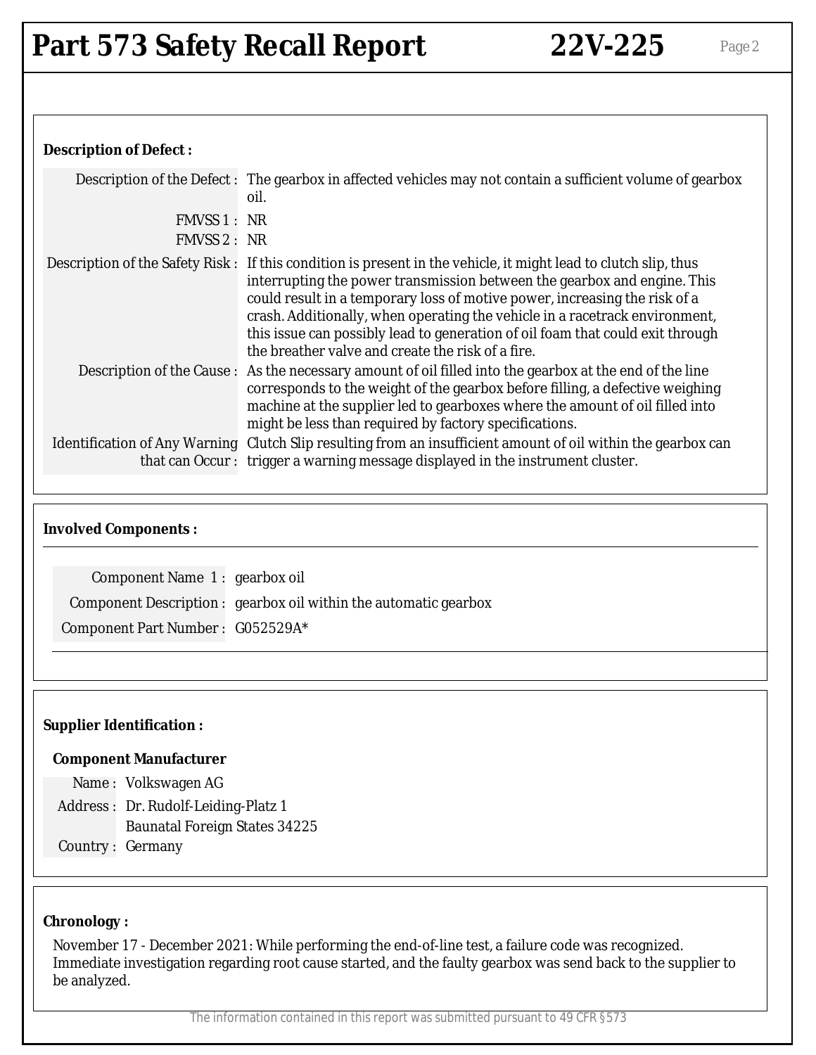### Description of Defect :

**Description of the Defect :** The gearbox in affected vehicles may not contain a sufficient volume of gearbox oil.

**FMVSS 1 :** NR

**FMVSS 2 :** NR

**Description of the Safety Risk :** If this condition is present in the vehicle, it might lead to clutch slip, thus interrupting the power transmission between the gearbox and engine. This could result in a temporary loss of motive power, increasing the risk of a crash. Additionally, when operating the vehicle in a racetrack environment, this issue can possibly lead to generation of oil foam that could exit through the breather valve and create the risk of a fire.

**Description of the Cause :** As the necessary amount of oil filled into the gearbox at the end of the line corresponds to the weight of the gearbox before filling, a defective weighing machine at the supplier led to gearboxes where the amount of oil filled into might be less than required by factory specifications.

**Identification of Any Warning that can Occur :** Clutch Slip resulting from an insufficient amount of oil within the gearbox can trigger a warning message displayed in the instrument cluster.

### Involved Components :

**Component Name 1 :** gearbox oil

**Component Description :** gearbox oil within the automatic gearbox

**Component Part Number :** G052529A*

### Supplier Identification :

**Component Manufacturer**

**Name :** Volkswagen AG

**Address :** Dr. Rudolf-Leiding-Platz 1
Baunatal Foreign States 34225

**Country :** Germany

### Chronology :

November 17 - December 2021: While performing the end-of-line test, a failure code was recognized. Immediate investigation regarding root cause started, and the faulty gearbox was send back to the supplier to be analyzed.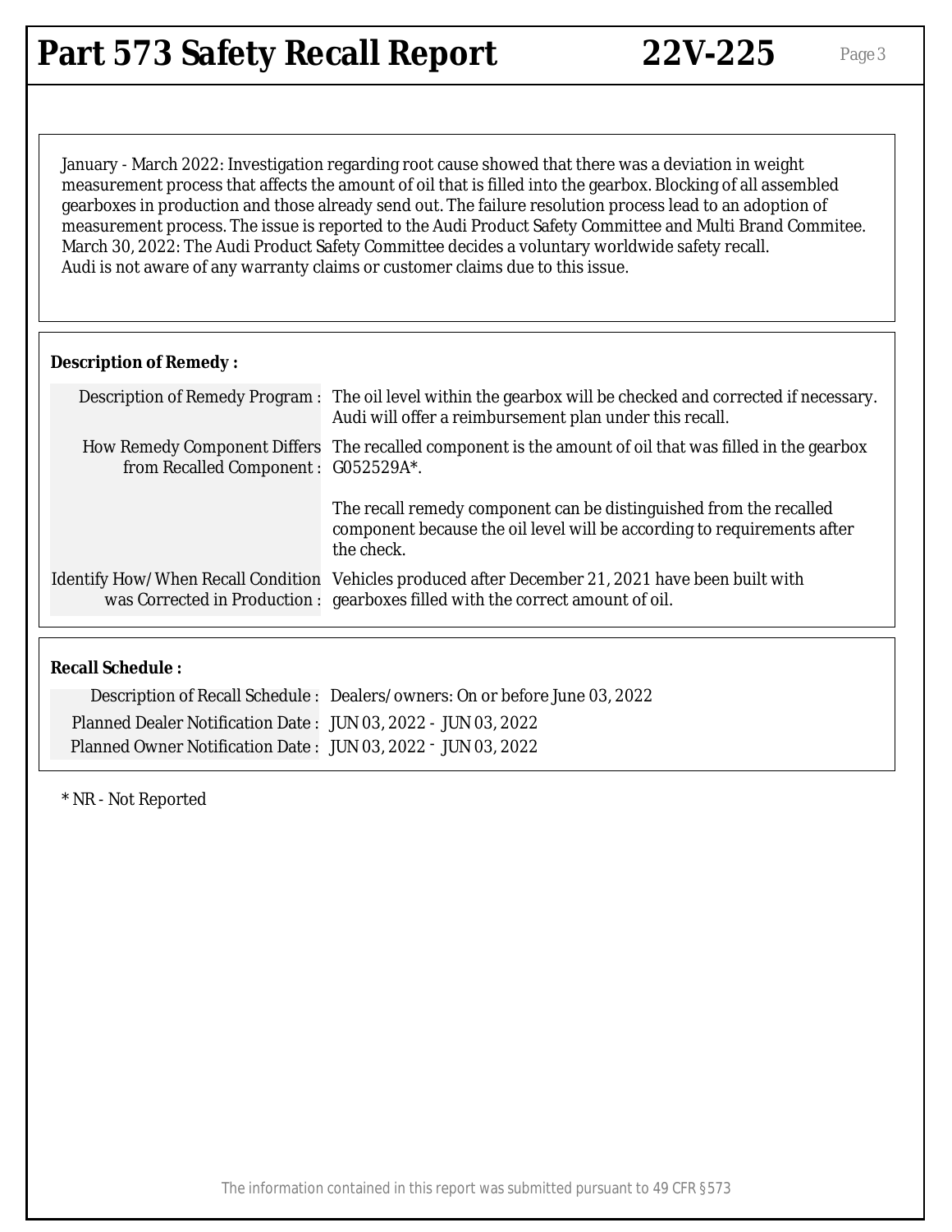January - March 2022: Investigation regarding root cause showed that there was a deviation in weight measurement process that affects the amount of oil that is filled into the gearbox. Blocking of all assembled gearboxes in production and those already send out. The failure resolution process lead to an adoption of measurement process. The issue is reported to the Audi Product Safety Committee and Multi Brand Commitee.
March 30, 2022: The Audi Product Safety Committee decides a voluntary worldwide safety recall.
Audi is not aware of any warranty claims or customer claims due to this issue.

**Description of Remedy :**

| | |
|---|---|
| Description of Remedy Program : | The oil level within the gearbox will be checked and corrected if necessary. Audi will offer a reimbursement plan under this recall. |
| How Remedy Component Differs from Recalled Component : | The recalled component is the amount of oil that was filled in the gearbox G052529A*.<br><br>The recall remedy component can be distinguished from the recalled component because the oil level will be according to requirements after the check. |
| Identify How/When Recall Condition was Corrected in Production : | Vehicles produced after December 21, 2021 have been built with gearboxes filled with the correct amount of oil. |

**Recall Schedule :**

| | |
|---|---|
| Description of Recall Schedule : | Dealers/owners: On or before June 03, 2022 |
| Planned Dealer Notification Date : | JUN 03, 2022 - JUN 03, 2022 |
| Planned Owner Notification Date : | JUN 03, 2022 - JUN 03, 2022 |

\* NR - Not Reported